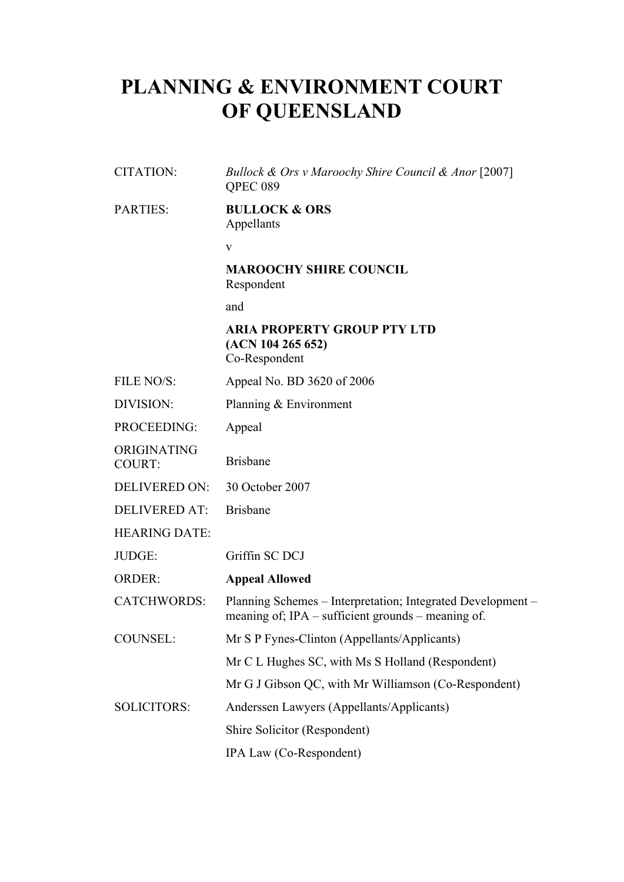# PLANNING & ENVIRONMENT COURT OF QUEENSLAND

| | |
|---|---|
| CITATION: | *Bullock & Ors v Maroochy Shire Council & Anor* [2007] QPEC 089 |
| PARTIES: | **BULLOCK & ORS**<br>Appellants<br><br>v<br><br>**MAROOCHY SHIRE COUNCIL**<br>Respondent<br><br>and<br><br>**ARIA PROPERTY GROUP PTY LTD (ACN 104 265 652)**<br>Co-Respondent |
| FILE NO/S: | Appeal No. BD 3620 of 2006 |
| DIVISION: | Planning & Environment |
| PROCEEDING: | Appeal |
| ORIGINATING COURT: | Brisbane |
| DELIVERED ON: | 30 October 2007 |
| DELIVERED AT: | Brisbane |
| HEARING DATE: | |
| JUDGE: | Griffin SC DCJ |
| ORDER: | **Appeal Allowed** |
| CATCHWORDS: | Planning Schemes – Interpretation; Integrated Development – meaning of; IPA – sufficient grounds – meaning of. |
| COUNSEL: | Mr S P Fynes-Clinton (Appellants/Applicants)<br><br>Mr C L Hughes SC, with Ms S Holland (Respondent)<br><br>Mr G J Gibson QC, with Mr Williamson (Co-Respondent) |
| SOLICITORS: | Anderssen Lawyers (Appellants/Applicants)<br><br>Shire Solicitor (Respondent)<br><br>IPA Law (Co-Respondent) |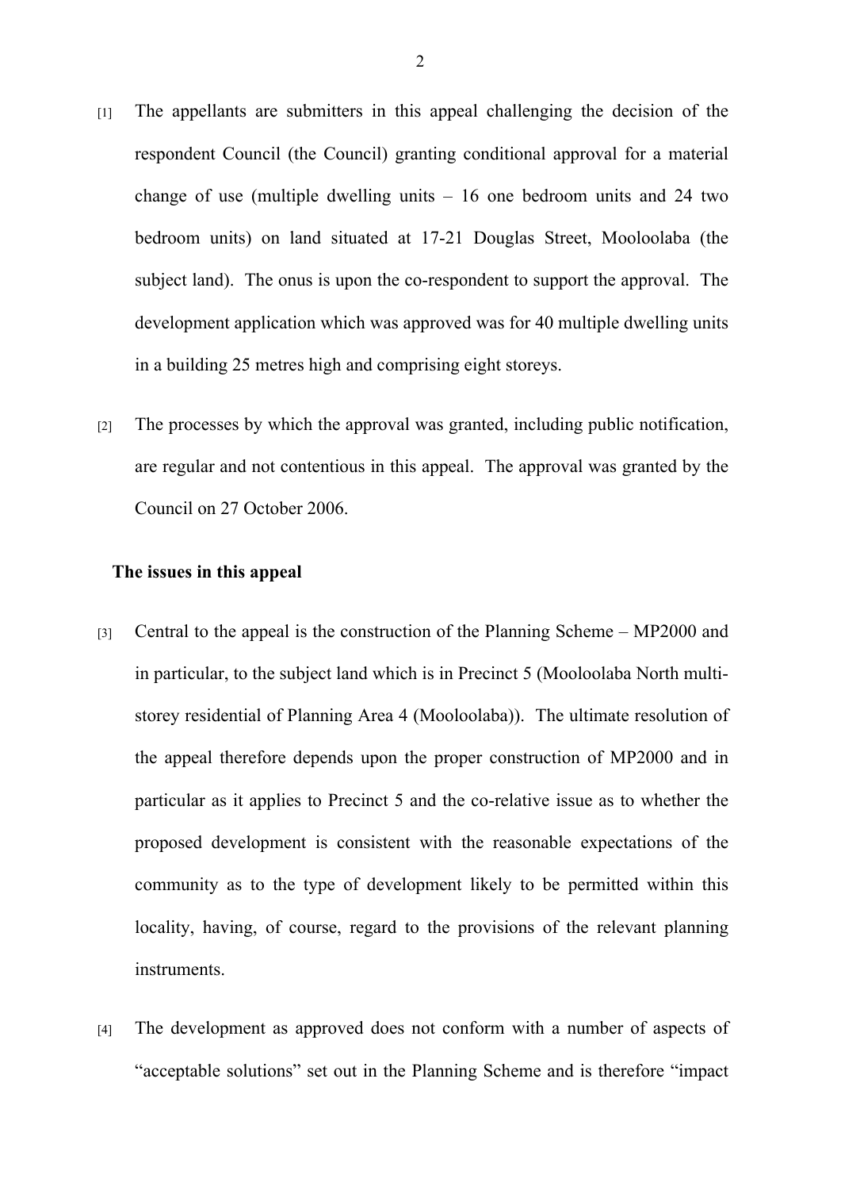[1] The appellants are submitters in this appeal challenging the decision of the respondent Council (the Council) granting conditional approval for a material change of use (multiple dwelling units – 16 one bedroom units and 24 two bedroom units) on land situated at 17-21 Douglas Street, Mooloolaba (the subject land). The onus is upon the co-respondent to support the approval. The development application which was approved was for 40 multiple dwelling units in a building 25 metres high and comprising eight storeys.

[2] The processes by which the approval was granted, including public notification, are regular and not contentious in this appeal. The approval was granted by the Council on 27 October 2006.

**The issues in this appeal**

[3] Central to the appeal is the construction of the Planning Scheme – MP2000 and in particular, to the subject land which is in Precinct 5 (Mooloolaba North multi-storey residential of Planning Area 4 (Mooloolaba)). The ultimate resolution of the appeal therefore depends upon the proper construction of MP2000 and in particular as it applies to Precinct 5 and the co-relative issue as to whether the proposed development is consistent with the reasonable expectations of the community as to the type of development likely to be permitted within this locality, having, of course, regard to the provisions of the relevant planning instruments.

[4] The development as approved does not conform with a number of aspects of "acceptable solutions" set out in the Planning Scheme and is therefore "impact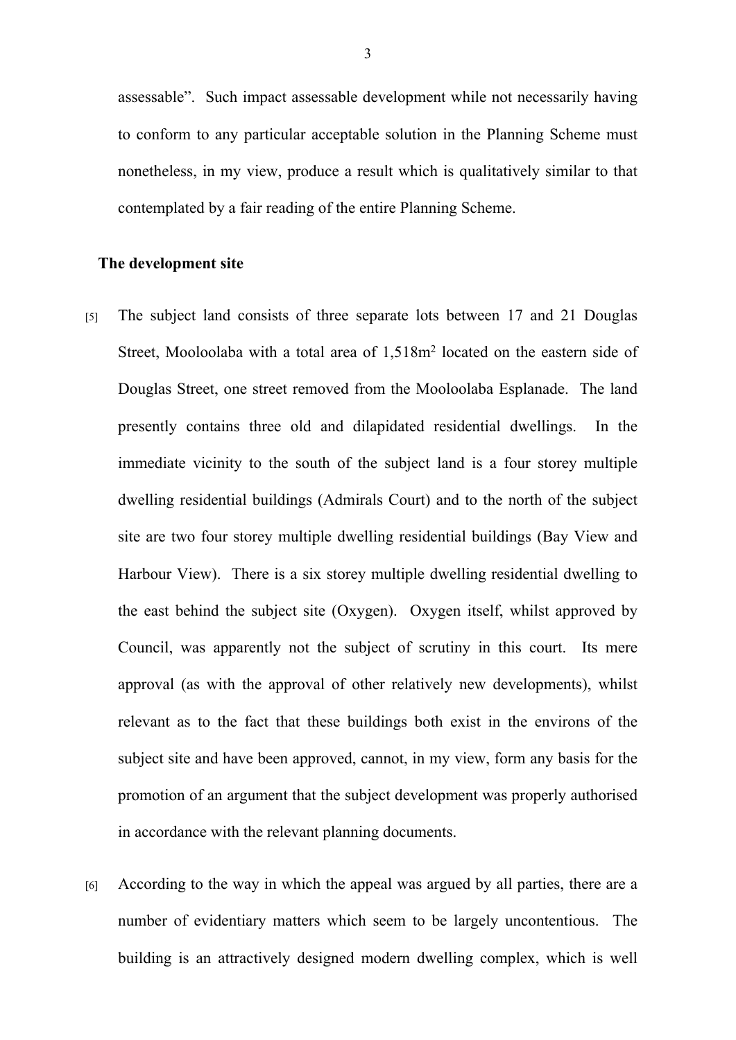assessable". Such impact assessable development while not necessarily having to conform to any particular acceptable solution in the Planning Scheme must nonetheless, in my view, produce a result which is qualitatively similar to that contemplated by a fair reading of the entire Planning Scheme.

## The development site

[5] The subject land consists of three separate lots between 17 and 21 Douglas Street, Mooloolaba with a total area of 1,518m$^2$ located on the eastern side of Douglas Street, one street removed from the Mooloolaba Esplanade. The land presently contains three old and dilapidated residential dwellings. In the immediate vicinity to the south of the subject land is a four storey multiple dwelling residential buildings (Admirals Court) and to the north of the subject site are two four storey multiple dwelling residential buildings (Bay View and Harbour View). There is a six storey multiple dwelling residential dwelling to the east behind the subject site (Oxygen). Oxygen itself, whilst approved by Council, was apparently not the subject of scrutiny in this court. Its mere approval (as with the approval of other relatively new developments), whilst relevant as to the fact that these buildings both exist in the environs of the subject site and have been approved, cannot, in my view, form any basis for the promotion of an argument that the subject development was properly authorised in accordance with the relevant planning documents.

[6] According to the way in which the appeal was argued by all parties, there are a number of evidentiary matters which seem to be largely uncontentious. The building is an attractively designed modern dwelling complex, which is well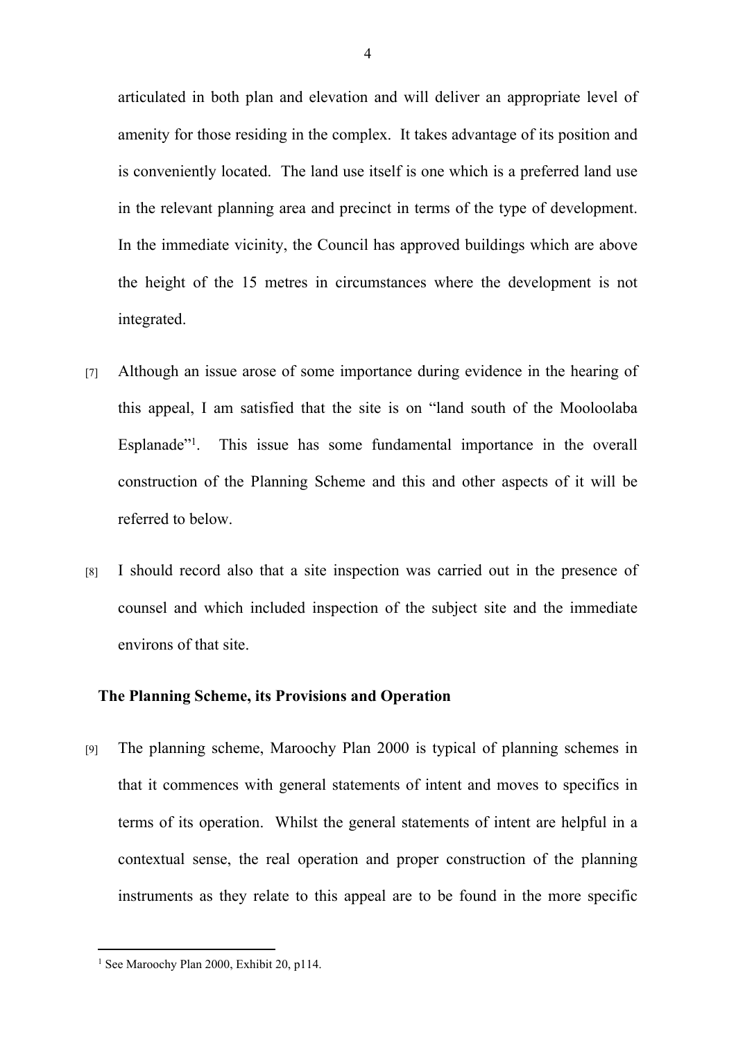articulated in both plan and elevation and will deliver an appropriate level of amenity for those residing in the complex. It takes advantage of its position and is conveniently located. The land use itself is one which is a preferred land use in the relevant planning area and precinct in terms of the type of development. In the immediate vicinity, the Council has approved buildings which are above the height of the 15 metres in circumstances where the development is not integrated.

[7] Although an issue arose of some importance during evidence in the hearing of this appeal, I am satisfied that the site is on "land south of the Mooloolaba Esplanade"[1]. This issue has some fundamental importance in the overall construction of the Planning Scheme and this and other aspects of it will be referred to below.

[8] I should record also that a site inspection was carried out in the presence of counsel and which included inspection of the subject site and the immediate environs of that site.

## The Planning Scheme, its Provisions and Operation

[9] The planning scheme, Maroochy Plan 2000 is typical of planning schemes in that it commences with general statements of intent and moves to specifics in terms of its operation. Whilst the general statements of intent are helpful in a contextual sense, the real operation and proper construction of the planning instruments as they relate to this appeal are to be found in the more specific

---

[1] See Maroochy Plan 2000, Exhibit 20, p114.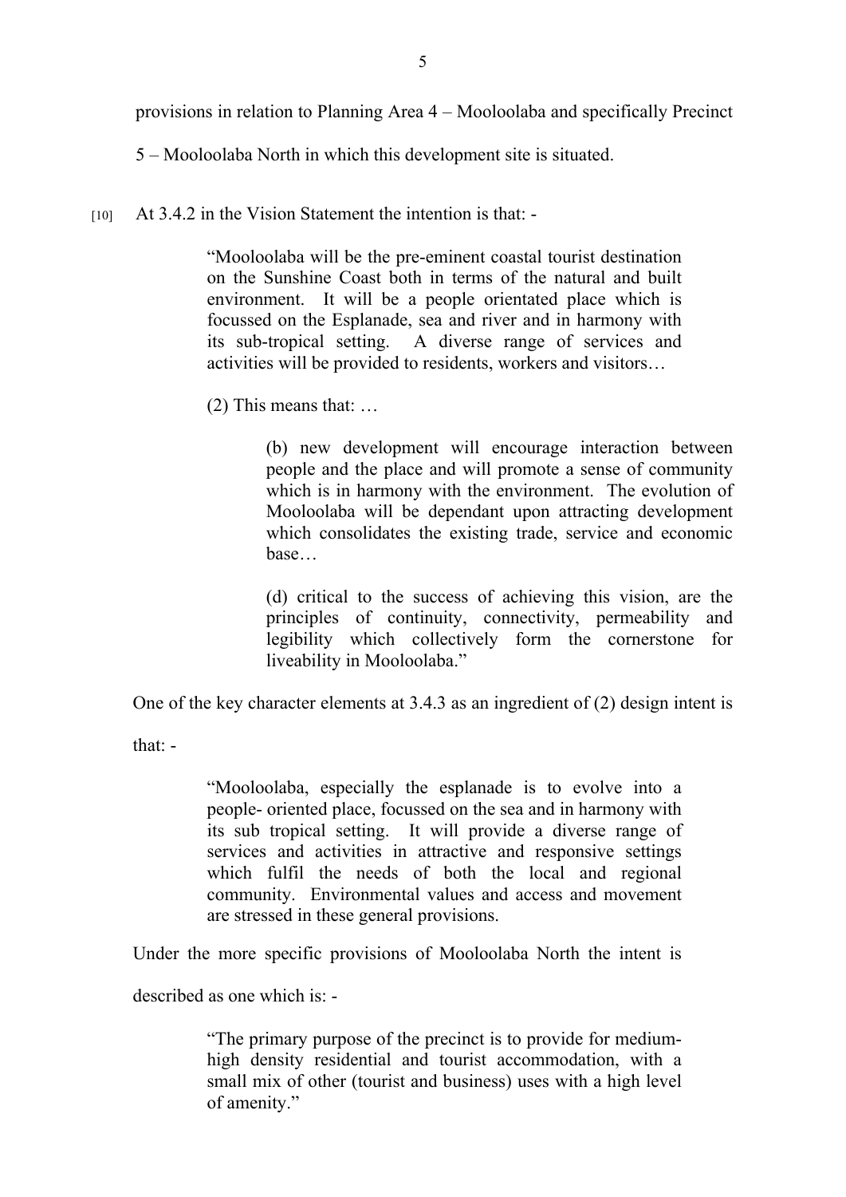provisions in relation to Planning Area 4 – Mooloolaba and specifically Precinct 5 – Mooloolaba North in which this development site is situated.

[10] At 3.4.2 in the Vision Statement the intention is that: -

> "Mooloolaba will be the pre-eminent coastal tourist destination on the Sunshine Coast both in terms of the natural and built environment. It will be a people orientated place which is focussed on the Esplanade, sea and river and in harmony with its sub-tropical setting. A diverse range of services and activities will be provided to residents, workers and visitors…
>
> (2) This means that: …
>
>> (b) new development will encourage interaction between people and the place and will promote a sense of community which is in harmony with the environment. The evolution of Mooloolaba will be dependant upon attracting development which consolidates the existing trade, service and economic base…
>>
>> (d) critical to the success of achieving this vision, are the principles of continuity, connectivity, permeability and legibility which collectively form the cornerstone for liveability in Mooloolaba."

One of the key character elements at 3.4.3 as an ingredient of (2) design intent is that: -

> "Mooloolaba, especially the esplanade is to evolve into a people- oriented place, focussed on the sea and in harmony with its sub tropical setting. It will provide a diverse range of services and activities in attractive and responsive settings which fulfil the needs of both the local and regional community. Environmental values and access and movement are stressed in these general provisions.

Under the more specific provisions of Mooloolaba North the intent is described as one which is: -

> "The primary purpose of the precinct is to provide for medium-high density residential and tourist accommodation, with a small mix of other (tourist and business) uses with a high level of amenity."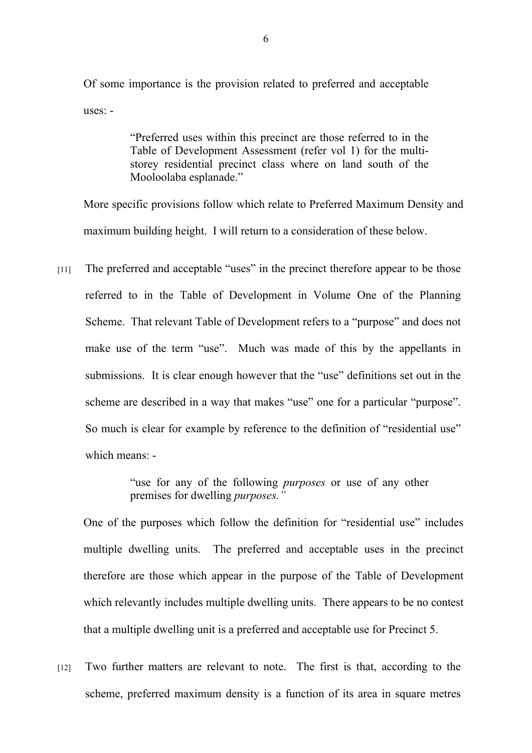Of some importance is the provision related to preferred and acceptable uses: -

> "Preferred uses within this precinct are those referred to in the Table of Development Assessment (refer vol 1) for the multi-storey residential precinct class where on land south of the Mooloolaba esplanade."

More specific provisions follow which relate to Preferred Maximum Density and maximum building height. I will return to a consideration of these below.

[11] The preferred and acceptable "uses" in the precinct therefore appear to be those referred to in the Table of Development in Volume One of the Planning Scheme. That relevant Table of Development refers to a "purpose" and does not make use of the term "use". Much was made of this by the appellants in submissions. It is clear enough however that the "use" definitions set out in the scheme are described in a way that makes "use" one for a particular "purpose". So much is clear for example by reference to the definition of "residential use" which means: -

> "use for any of the following *purposes* or use of any other premises for dwelling *purposes."*

One of the purposes which follow the definition for "residential use" includes multiple dwelling units. The preferred and acceptable uses in the precinct therefore are those which appear in the purpose of the Table of Development which relevantly includes multiple dwelling units. There appears to be no contest that a multiple dwelling unit is a preferred and acceptable use for Precinct 5.

[12] Two further matters are relevant to note. The first is that, according to the scheme, preferred maximum density is a function of its area in square metres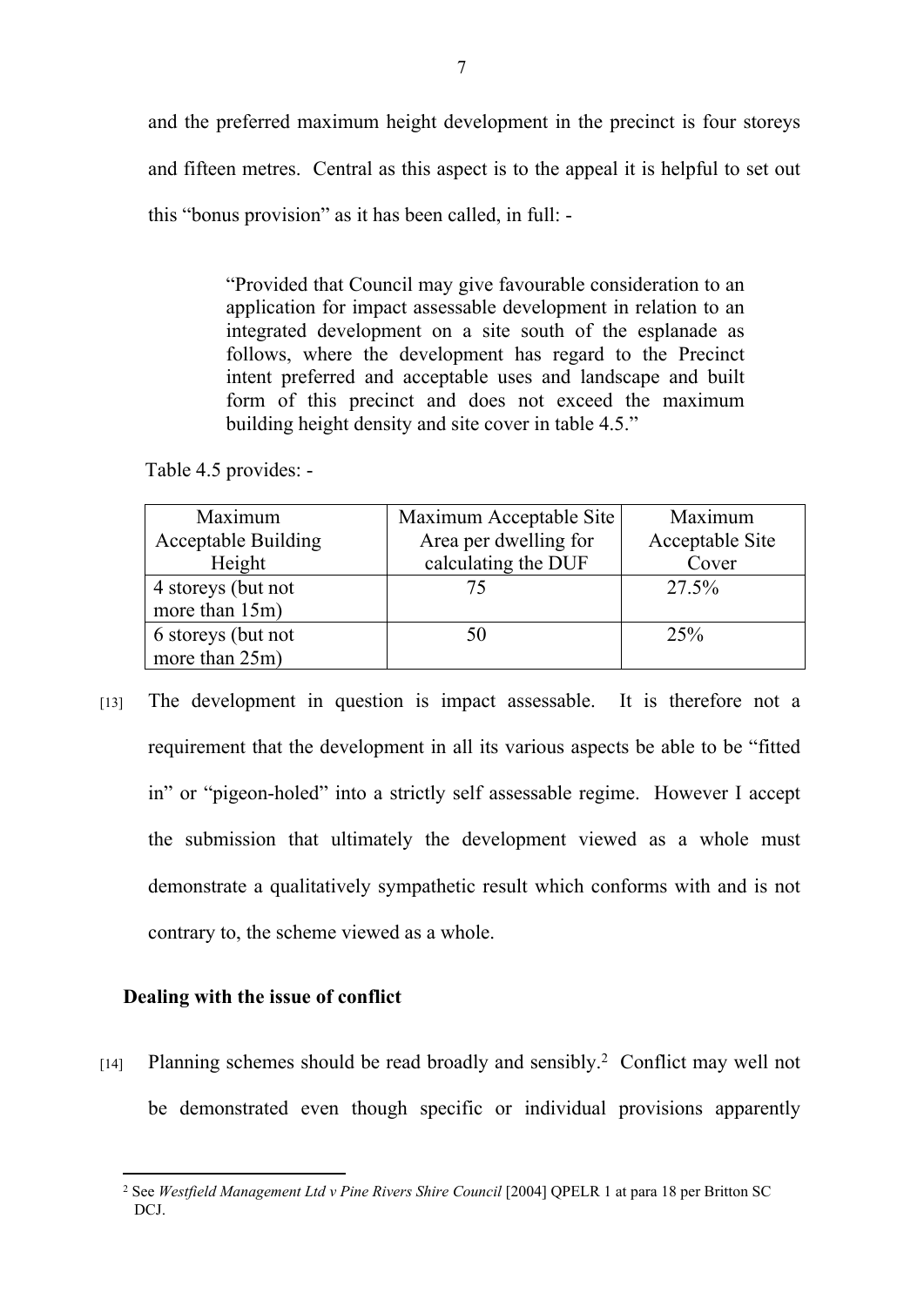and the preferred maximum height development in the precinct is four storeys and fifteen metres. Central as this aspect is to the appeal it is helpful to set out this "bonus provision" as it has been called, in full: -

> "Provided that Council may give favourable consideration to an application for impact assessable development in relation to an integrated development on a site south of the esplanade as follows, where the development has regard to the Precinct intent preferred and acceptable uses and landscape and built form of this precinct and does not exceed the maximum building height density and site cover in table 4.5."

Table 4.5 provides: -

| Maximum Acceptable Building Height | Maximum Acceptable Site Area per dwelling for calculating the DUF | Maximum Acceptable Site Cover |
|---|---|---|
| 4 storeys (but not more than 15m) | 75 | 27.5% |
| 6 storeys (but not more than 25m) | 50 | 25% |

[13] The development in question is impact assessable. It is therefore not a requirement that the development in all its various aspects be able to be "fitted in" or "pigeon-holed" into a strictly self assessable regime. However I accept the submission that ultimately the development viewed as a whole must demonstrate a qualitatively sympathetic result which conforms with and is not contrary to, the scheme viewed as a whole.

**Dealing with the issue of conflict**

[14] Planning schemes should be read broadly and sensibly.[2] Conflict may well not be demonstrated even though specific or individual provisions apparently

[2] See *Westfield Management Ltd v Pine Rivers Shire Council* [2004] QPELR 1 at para 18 per Britton SC DCJ.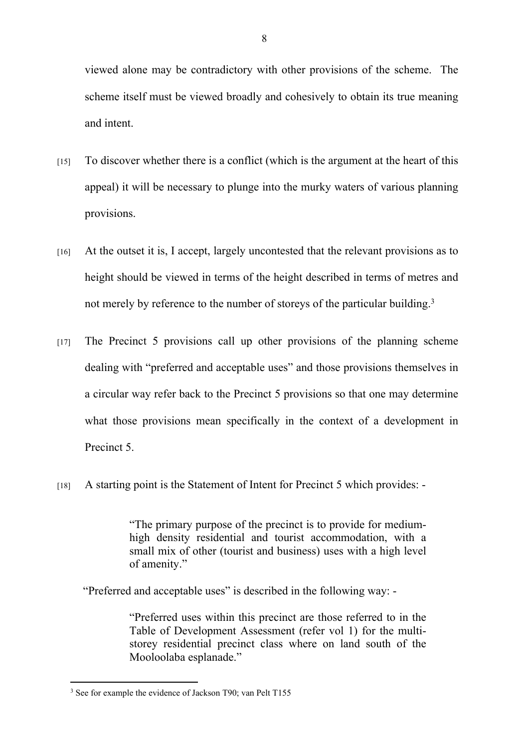viewed alone may be contradictory with other provisions of the scheme. The scheme itself must be viewed broadly and cohesively to obtain its true meaning and intent.

[15] To discover whether there is a conflict (which is the argument at the heart of this appeal) it will be necessary to plunge into the murky waters of various planning provisions.

[16] At the outset it is, I accept, largely uncontested that the relevant provisions as to height should be viewed in terms of the height described in terms of metres and not merely by reference to the number of storeys of the particular building.[3]

[17] The Precinct 5 provisions call up other provisions of the planning scheme dealing with "preferred and acceptable uses" and those provisions themselves in a circular way refer back to the Precinct 5 provisions so that one may determine what those provisions mean specifically in the context of a development in Precinct 5.

[18] A starting point is the Statement of Intent for Precinct 5 which provides: -

> "The primary purpose of the precinct is to provide for medium-high density residential and tourist accommodation, with a small mix of other (tourist and business) uses with a high level of amenity."

"Preferred and acceptable uses" is described in the following way: -

> "Preferred uses within this precinct are those referred to in the Table of Development Assessment (refer vol 1) for the multi-storey residential precinct class where on land south of the Mooloolaba esplanade."

---

[3] See for example the evidence of Jackson T90; van Pelt T155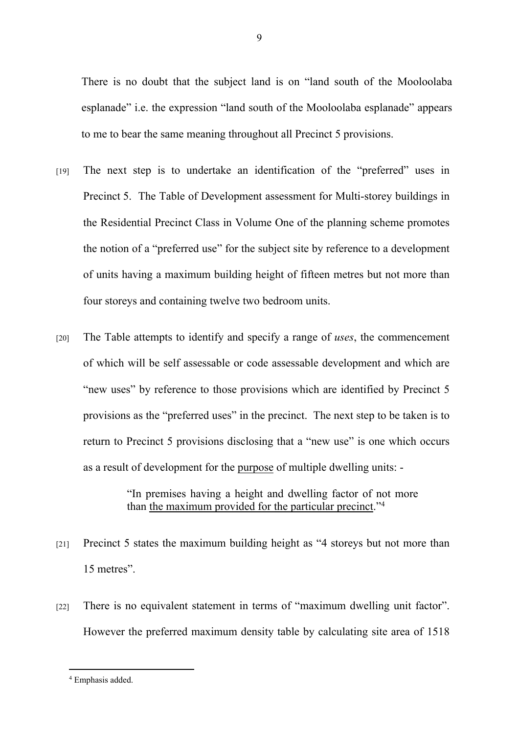There is no doubt that the subject land is on "land south of the Mooloolaba esplanade" i.e. the expression "land south of the Mooloolaba esplanade" appears to me to bear the same meaning throughout all Precinct 5 provisions.

[19] The next step is to undertake an identification of the "preferred" uses in Precinct 5. The Table of Development assessment for Multi-storey buildings in the Residential Precinct Class in Volume One of the planning scheme promotes the notion of a "preferred use" for the subject site by reference to a development of units having a maximum building height of fifteen metres but not more than four storeys and containing twelve two bedroom units.

[20] The Table attempts to identify and specify a range of *uses*, the commencement of which will be self assessable or code assessable development and which are "new uses" by reference to those provisions which are identified by Precinct 5 provisions as the "preferred uses" in the precinct. The next step to be taken is to return to Precinct 5 provisions disclosing that a "new use" is one which occurs as a result of development for the <u>purpose</u> of multiple dwelling units: -

> "In premises having a height and dwelling factor of not more than <u>the maximum provided for the particular precinct</u>."[4]

[21] Precinct 5 states the maximum building height as "4 storeys but not more than 15 metres".

[22] There is no equivalent statement in terms of "maximum dwelling unit factor". However the preferred maximum density table by calculating site area of 1518

---

[4] Emphasis added.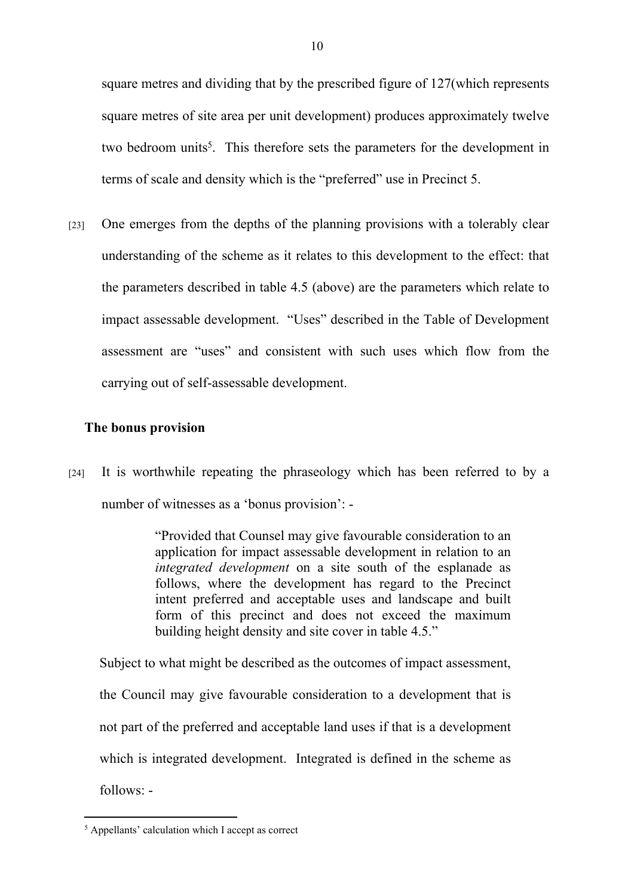square metres and dividing that by the prescribed figure of 127(which represents square metres of site area per unit development) produces approximately twelve two bedroom units[5]. This therefore sets the parameters for the development in terms of scale and density which is the "preferred" use in Precinct 5.

[23] One emerges from the depths of the planning provisions with a tolerably clear understanding of the scheme as it relates to this development to the effect: that the parameters described in table 4.5 (above) are the parameters which relate to impact assessable development. "Uses" described in the Table of Development assessment are "uses" and consistent with such uses which flow from the carrying out of self-assessable development.

**The bonus provision**

[24] It is worthwhile repeating the phraseology which has been referred to by a number of witnesses as a 'bonus provision': -

> "Provided that Counsel may give favourable consideration to an application for impact assessable development in relation to an *integrated development* on a site south of the esplanade as follows, where the development has regard to the Precinct intent preferred and acceptable uses and landscape and built form of this precinct and does not exceed the maximum building height density and site cover in table 4.5."

Subject to what might be described as the outcomes of impact assessment, the Council may give favourable consideration to a development that is not part of the preferred and acceptable land uses if that is a development which is integrated development. Integrated is defined in the scheme as follows: -

[5] Appellants' calculation which I accept as correct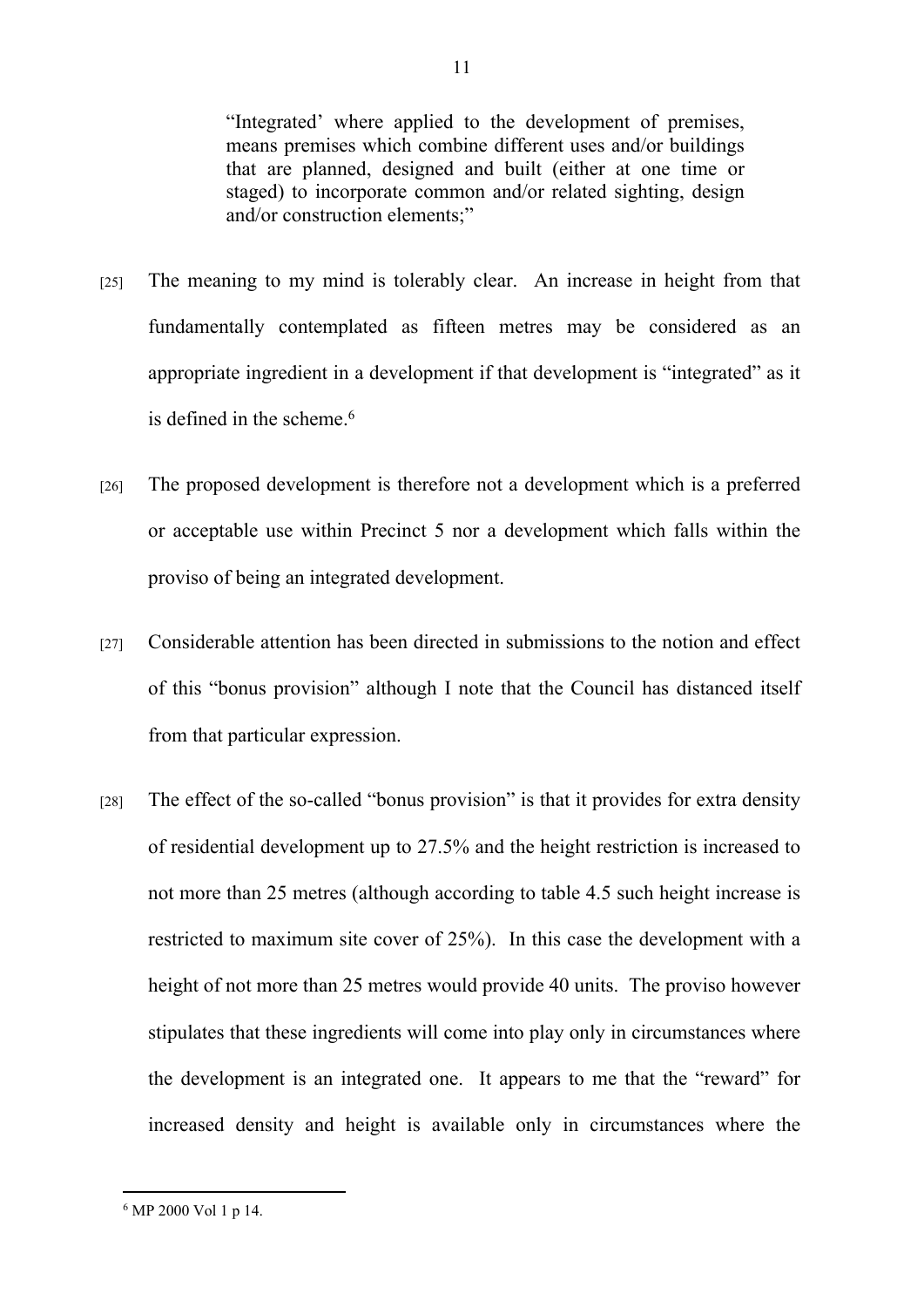> "Integrated' where applied to the development of premises, means premises which combine different uses and/or buildings that are planned, designed and built (either at one time or staged) to incorporate common and/or related sighting, design and/or construction elements;"

[25] The meaning to my mind is tolerably clear. An increase in height from that fundamentally contemplated as fifteen metres may be considered as an appropriate ingredient in a development if that development is "integrated" as it is defined in the scheme.[6]

[26] The proposed development is therefore not a development which is a preferred or acceptable use within Precinct 5 nor a development which falls within the proviso of being an integrated development.

[27] Considerable attention has been directed in submissions to the notion and effect of this "bonus provision" although I note that the Council has distanced itself from that particular expression.

[28] The effect of the so-called "bonus provision" is that it provides for extra density of residential development up to 27.5% and the height restriction is increased to not more than 25 metres (although according to table 4.5 such height increase is restricted to maximum site cover of 25%). In this case the development with a height of not more than 25 metres would provide 40 units. The proviso however stipulates that these ingredients will come into play only in circumstances where the development is an integrated one. It appears to me that the "reward" for increased density and height is available only in circumstances where the

[6] MP 2000 Vol 1 p 14.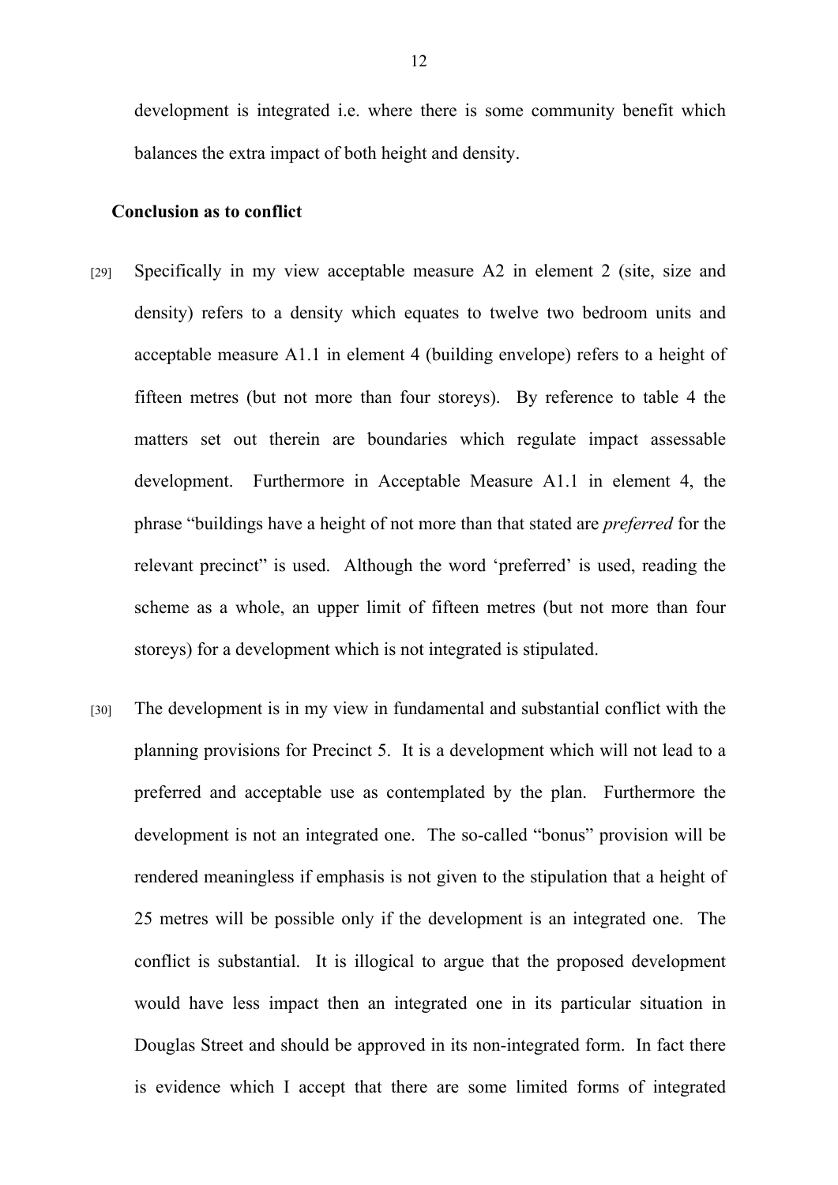development is integrated i.e. where there is some community benefit which balances the extra impact of both height and density.

**Conclusion as to conflict**

[29] Specifically in my view acceptable measure A2 in element 2 (site, size and density) refers to a density which equates to twelve two bedroom units and acceptable measure A1.1 in element 4 (building envelope) refers to a height of fifteen metres (but not more than four storeys). By reference to table 4 the matters set out therein are boundaries which regulate impact assessable development. Furthermore in Acceptable Measure A1.1 in element 4, the phrase "buildings have a height of not more than that stated are *preferred* for the relevant precinct" is used. Although the word 'preferred' is used, reading the scheme as a whole, an upper limit of fifteen metres (but not more than four storeys) for a development which is not integrated is stipulated.

[30] The development is in my view in fundamental and substantial conflict with the planning provisions for Precinct 5. It is a development which will not lead to a preferred and acceptable use as contemplated by the plan. Furthermore the development is not an integrated one. The so-called "bonus" provision will be rendered meaningless if emphasis is not given to the stipulation that a height of 25 metres will be possible only if the development is an integrated one. The conflict is substantial. It is illogical to argue that the proposed development would have less impact then an integrated one in its particular situation in Douglas Street and should be approved in its non-integrated form. In fact there is evidence which I accept that there are some limited forms of integrated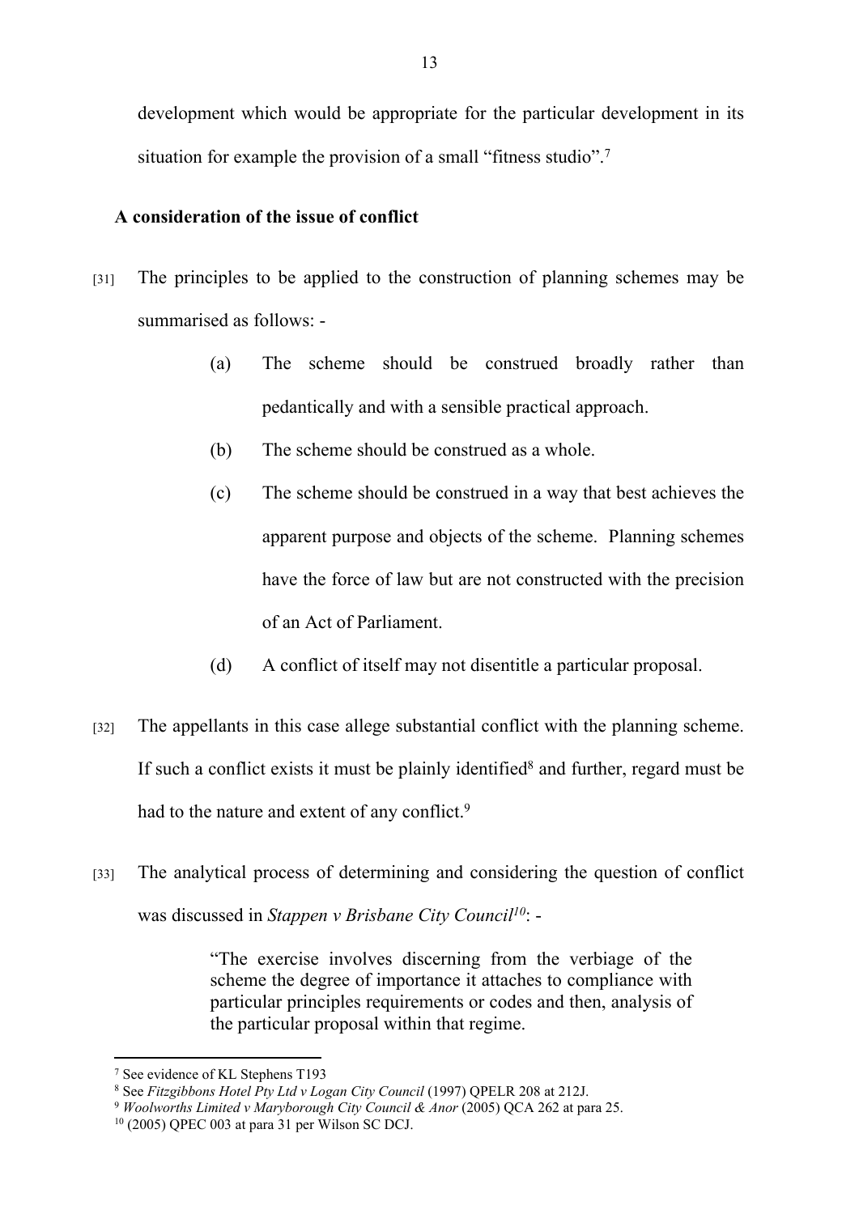development which would be appropriate for the particular development in its situation for example the provision of a small "fitness studio".[7]

**A consideration of the issue of conflict**

[31] The principles to be applied to the construction of planning schemes may be summarised as follows: -

> (a) The scheme should be construed broadly rather than pedantically and with a sensible practical approach.
>
> (b) The scheme should be construed as a whole.
>
> (c) The scheme should be construed in a way that best achieves the apparent purpose and objects of the scheme. Planning schemes have the force of law but are not constructed with the precision of an Act of Parliament.
>
> (d) A conflict of itself may not disentitle a particular proposal.

[32] The appellants in this case allege substantial conflict with the planning scheme. If such a conflict exists it must be plainly identified[8] and further, regard must be had to the nature and extent of any conflict.[9]

[33] The analytical process of determining and considering the question of conflict was discussed in *Stappen v Brisbane City Council*[10]: -

> "The exercise involves discerning from the verbiage of the scheme the degree of importance it attaches to compliance with particular principles requirements or codes and then, analysis of the particular proposal within that regime.

---

[7] See evidence of KL Stephens T193

[8] See *Fitzgibbons Hotel Pty Ltd v Logan City Council* (1997) QPELR 208 at 212J.

[9] *Woolworths Limited v Maryborough City Council & Anor* (2005) QCA 262 at para 25.

[10] (2005) QPEC 003 at para 31 per Wilson SC DCJ.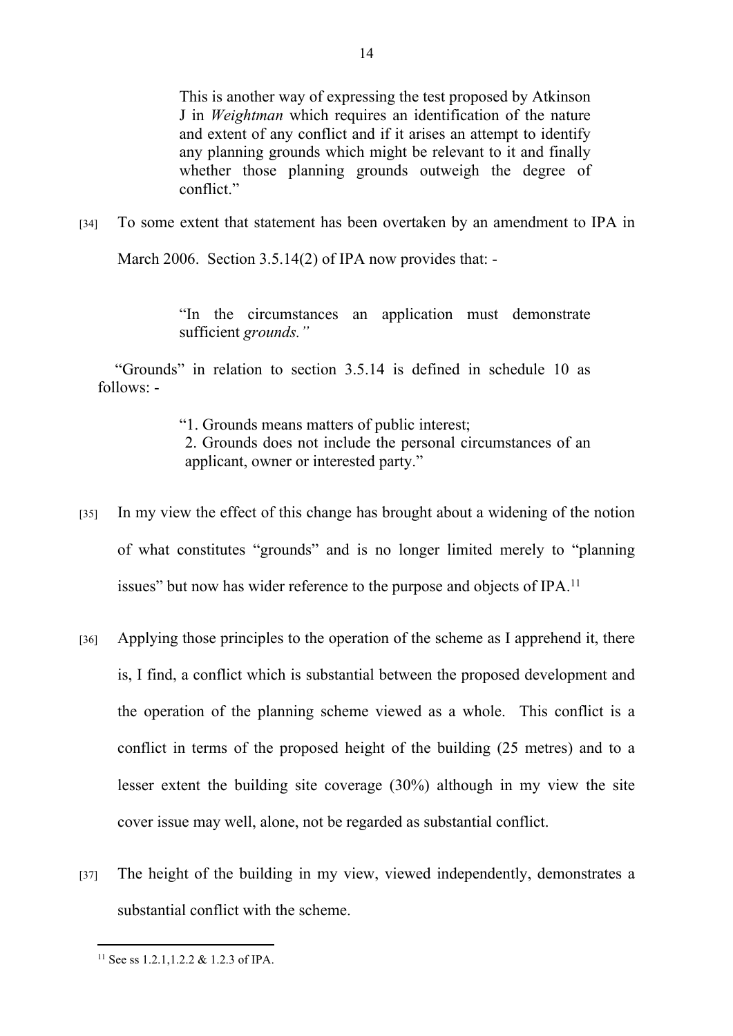> This is another way of expressing the test proposed by Atkinson J in *Weightman* which requires an identification of the nature and extent of any conflict and if it arises an attempt to identify any planning grounds which might be relevant to it and finally whether those planning grounds outweigh the degree of conflict."

[34] To some extent that statement has been overtaken by an amendment to IPA in March 2006. Section 3.5.14(2) of IPA now provides that: -

> "In the circumstances an application must demonstrate sufficient *grounds."*

"Grounds" in relation to section 3.5.14 is defined in schedule 10 as follows: -

> "1. Grounds means matters of public interest;
> 2. Grounds does not include the personal circumstances of an applicant, owner or interested party."

[35] In my view the effect of this change has brought about a widening of the notion of what constitutes "grounds" and is no longer limited merely to "planning issues" but now has wider reference to the purpose and objects of IPA.[11]

[36] Applying those principles to the operation of the scheme as I apprehend it, there is, I find, a conflict which is substantial between the proposed development and the operation of the planning scheme viewed as a whole. This conflict is a conflict in terms of the proposed height of the building (25 metres) and to a lesser extent the building site coverage (30%) although in my view the site cover issue may well, alone, not be regarded as substantial conflict.

[37] The height of the building in my view, viewed independently, demonstrates a substantial conflict with the scheme.

---

[11] See ss 1.2.1,1.2.2 & 1.2.3 of IPA.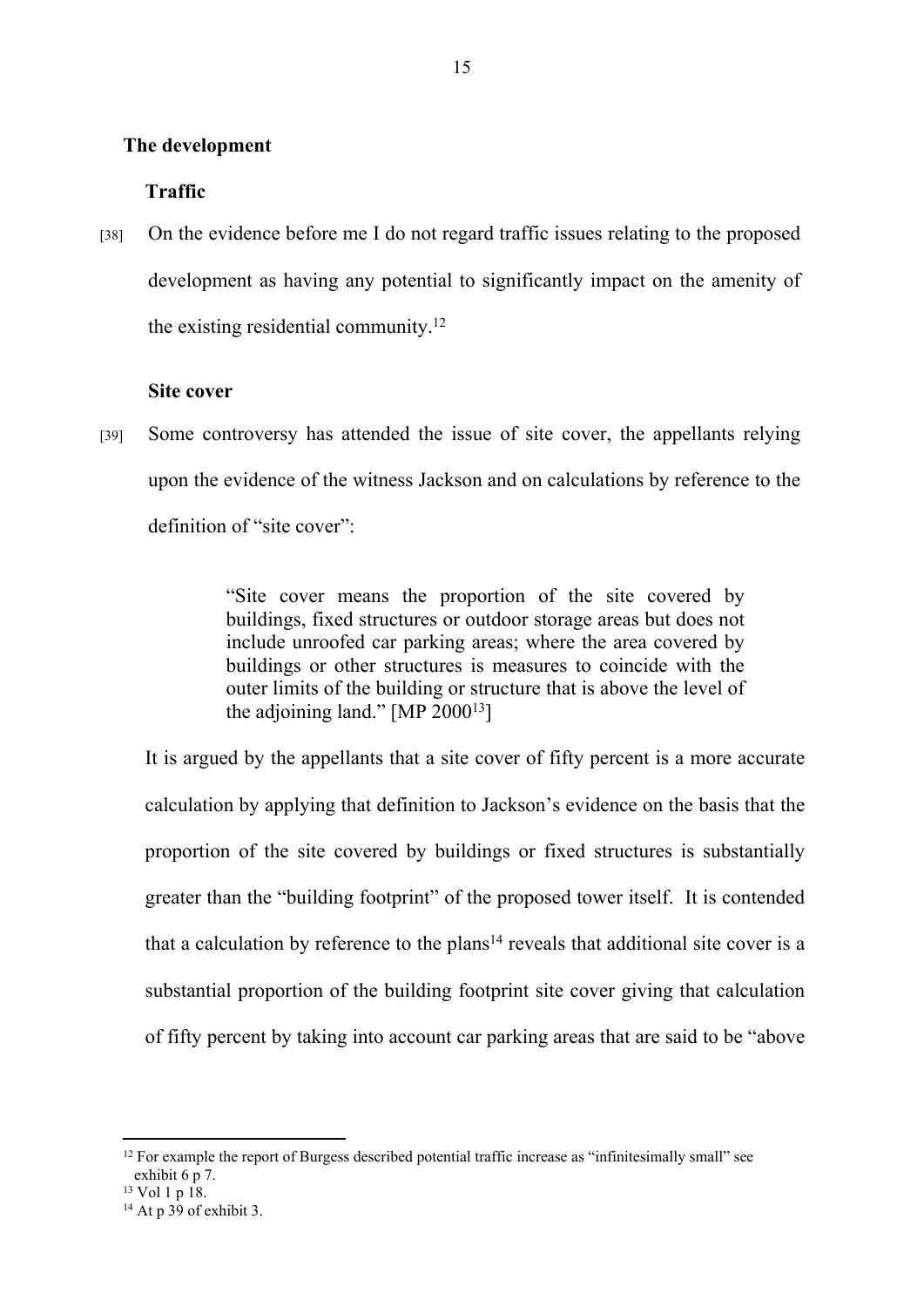**The development**

**Traffic**

[38] On the evidence before me I do not regard traffic issues relating to the proposed development as having any potential to significantly impact on the amenity of the existing residential community.[12]

**Site cover**

[39] Some controversy has attended the issue of site cover, the appellants relying upon the evidence of the witness Jackson and on calculations by reference to the definition of "site cover":

> "Site cover means the proportion of the site covered by buildings, fixed structures or outdoor storage areas but does not include unroofed car parking areas; where the area covered by buildings or other structures is measures to coincide with the outer limits of the building or structure that is above the level of the adjoining land." [MP 2000[13]]

It is argued by the appellants that a site cover of fifty percent is a more accurate calculation by applying that definition to Jackson's evidence on the basis that the proportion of the site covered by buildings or fixed structures is substantially greater than the "building footprint" of the proposed tower itself. It is contended that a calculation by reference to the plans[14] reveals that additional site cover is a substantial proportion of the building footprint site cover giving that calculation of fifty percent by taking into account car parking areas that are said to be "above

---

[12] For example the report of Burgess described potential traffic increase as "infinitesimally small" see exhibit 6 p 7.

[13] Vol 1 p 18.

[14] At p 39 of exhibit 3.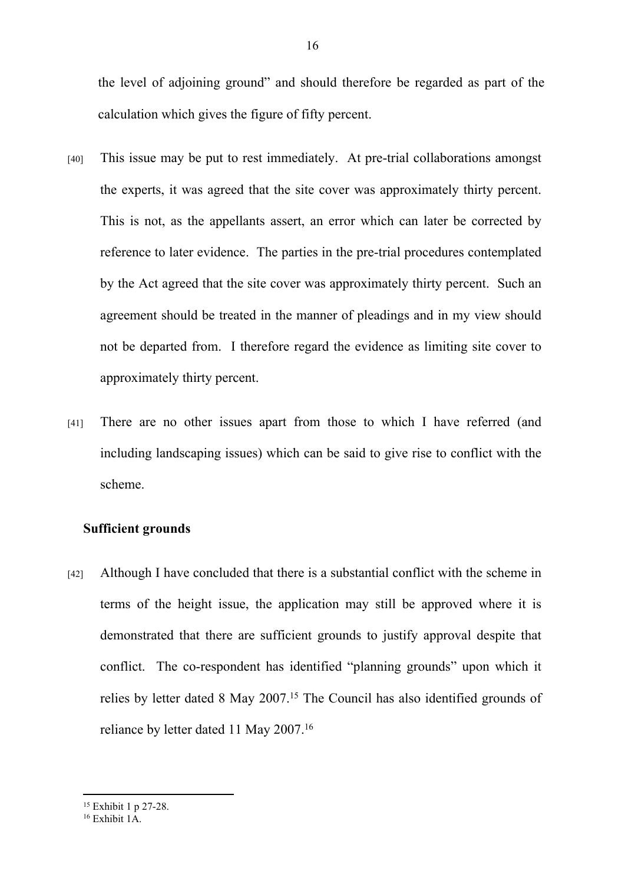the level of adjoining ground" and should therefore be regarded as part of the calculation which gives the figure of fifty percent.

[40] This issue may be put to rest immediately. At pre-trial collaborations amongst the experts, it was agreed that the site cover was approximately thirty percent. This is not, as the appellants assert, an error which can later be corrected by reference to later evidence. The parties in the pre-trial procedures contemplated by the Act agreed that the site cover was approximately thirty percent. Such an agreement should be treated in the manner of pleadings and in my view should not be departed from. I therefore regard the evidence as limiting site cover to approximately thirty percent.

[41] There are no other issues apart from those to which I have referred (and including landscaping issues) which can be said to give rise to conflict with the scheme.

## Sufficient grounds

[42] Although I have concluded that there is a substantial conflict with the scheme in terms of the height issue, the application may still be approved where it is demonstrated that there are sufficient grounds to justify approval despite that conflict. The co-respondent has identified "planning grounds" upon which it relies by letter dated 8 May 2007.[15] The Council has also identified grounds of reliance by letter dated 11 May 2007.[16]

---

[15] Exhibit 1 p 27-28.

[16] Exhibit 1A.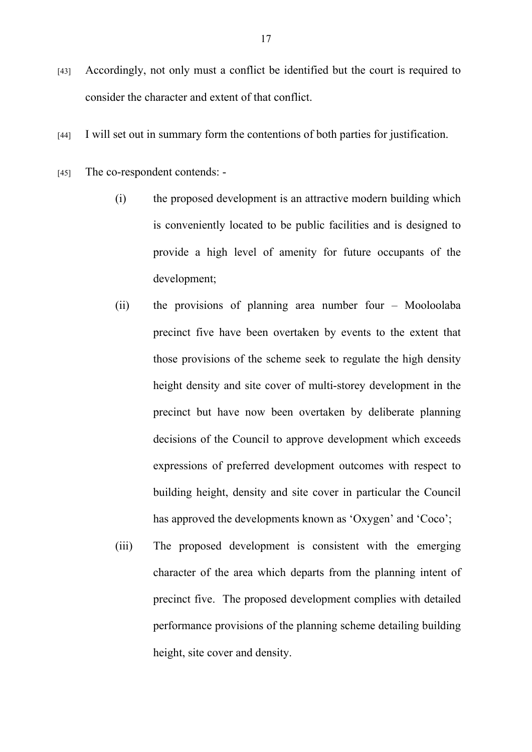[43] Accordingly, not only must a conflict be identified but the court is required to consider the character and extent of that conflict.

[44] I will set out in summary form the contentions of both parties for justification.

[45] The co-respondent contends: -

(i) the proposed development is an attractive modern building which is conveniently located to be public facilities and is designed to provide a high level of amenity for future occupants of the development;

(ii) the provisions of planning area number four – Mooloolaba precinct five have been overtaken by events to the extent that those provisions of the scheme seek to regulate the high density height density and site cover of multi-storey development in the precinct but have now been overtaken by deliberate planning decisions of the Council to approve development which exceeds expressions of preferred development outcomes with respect to building height, density and site cover in particular the Council has approved the developments known as 'Oxygen' and 'Coco';

(iii) The proposed development is consistent with the emerging character of the area which departs from the planning intent of precinct five. The proposed development complies with detailed performance provisions of the planning scheme detailing building height, site cover and density.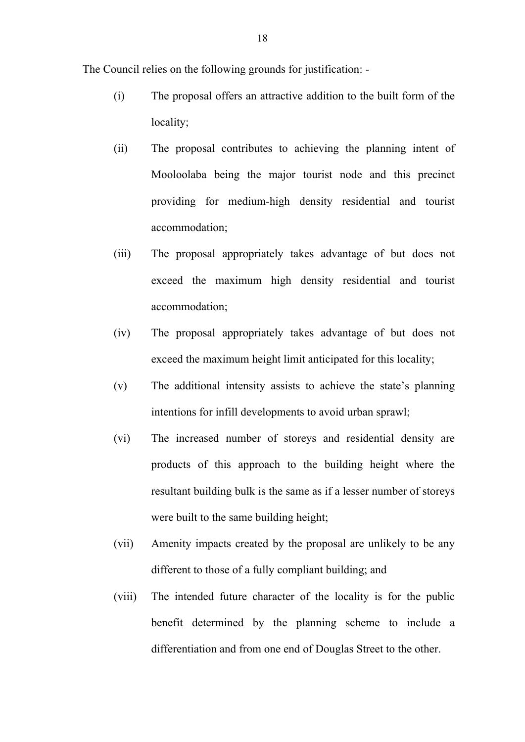The Council relies on the following grounds for justification: -

(i) The proposal offers an attractive addition to the built form of the locality;

(ii) The proposal contributes to achieving the planning intent of Mooloolaba being the major tourist node and this precinct providing for medium-high density residential and tourist accommodation;

(iii) The proposal appropriately takes advantage of but does not exceed the maximum high density residential and tourist accommodation;

(iv) The proposal appropriately takes advantage of but does not exceed the maximum height limit anticipated for this locality;

(v) The additional intensity assists to achieve the state's planning intentions for infill developments to avoid urban sprawl;

(vi) The increased number of storeys and residential density are products of this approach to the building height where the resultant building bulk is the same as if a lesser number of storeys were built to the same building height;

(vii) Amenity impacts created by the proposal are unlikely to be any different to those of a fully compliant building; and

(viii) The intended future character of the locality is for the public benefit determined by the planning scheme to include a differentiation and from one end of Douglas Street to the other.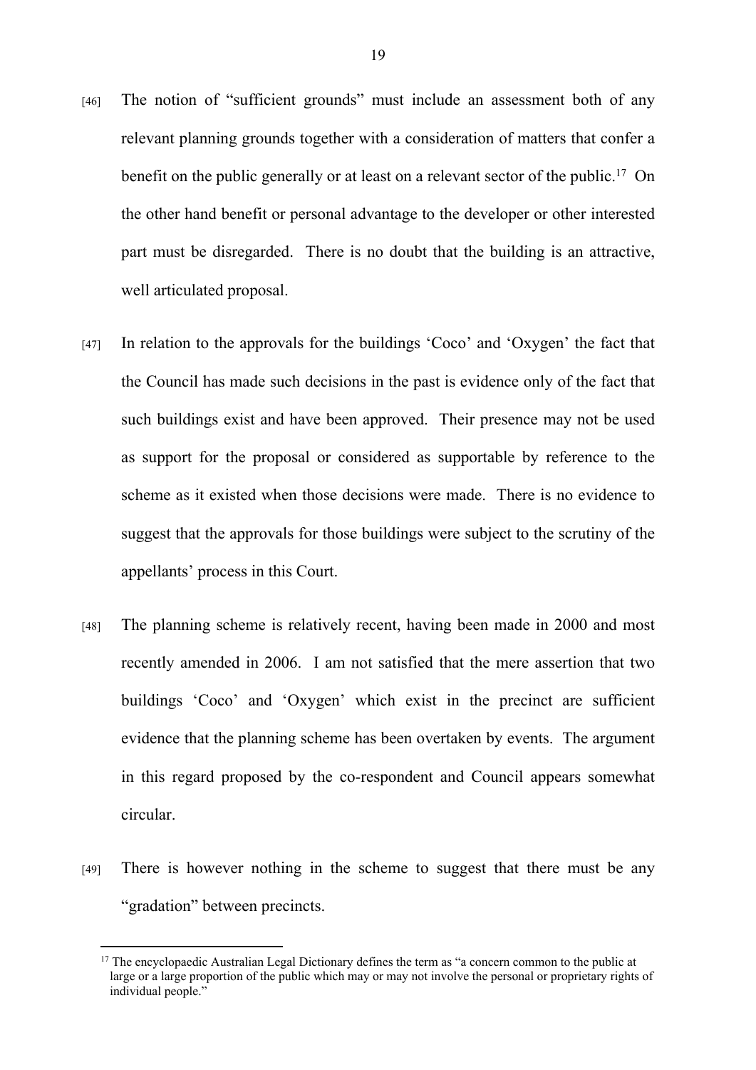[46] The notion of "sufficient grounds" must include an assessment both of any relevant planning grounds together with a consideration of matters that confer a benefit on the public generally or at least on a relevant sector of the public.[17] On the other hand benefit or personal advantage to the developer or other interested part must be disregarded. There is no doubt that the building is an attractive, well articulated proposal.

[47] In relation to the approvals for the buildings 'Coco' and 'Oxygen' the fact that the Council has made such decisions in the past is evidence only of the fact that such buildings exist and have been approved. Their presence may not be used as support for the proposal or considered as supportable by reference to the scheme as it existed when those decisions were made. There is no evidence to suggest that the approvals for those buildings were subject to the scrutiny of the appellants' process in this Court.

[48] The planning scheme is relatively recent, having been made in 2000 and most recently amended in 2006. I am not satisfied that the mere assertion that two buildings 'Coco' and 'Oxygen' which exist in the precinct are sufficient evidence that the planning scheme has been overtaken by events. The argument in this regard proposed by the co-respondent and Council appears somewhat circular.

[49] There is however nothing in the scheme to suggest that there must be any "gradation" between precincts.

---

[17] The encyclopaedic Australian Legal Dictionary defines the term as "a concern common to the public at large or a large proportion of the public which may or may not involve the personal or proprietary rights of individual people."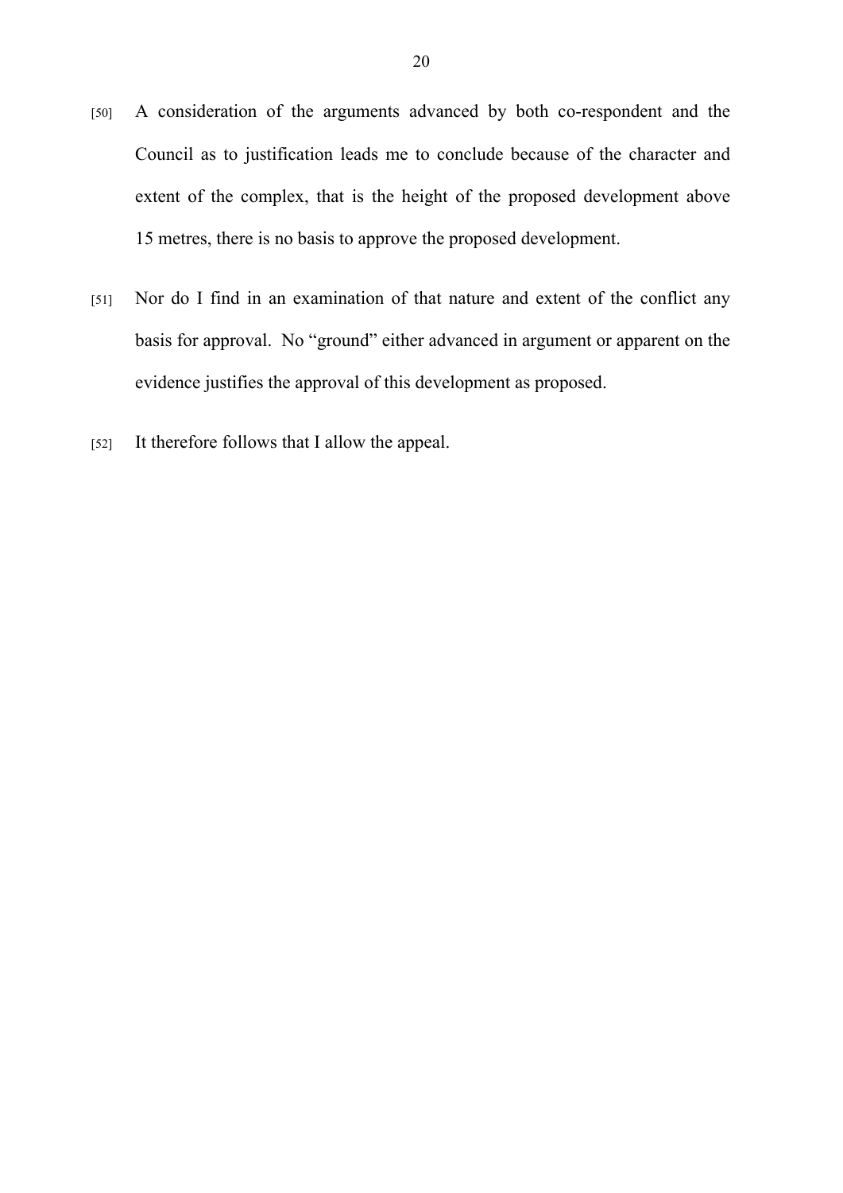[50] A consideration of the arguments advanced by both co-respondent and the Council as to justification leads me to conclude because of the character and extent of the complex, that is the height of the proposed development above 15 metres, there is no basis to approve the proposed development.

[51] Nor do I find in an examination of that nature and extent of the conflict any basis for approval. No "ground" either advanced in argument or apparent on the evidence justifies the approval of this development as proposed.

[52] It therefore follows that I allow the appeal.